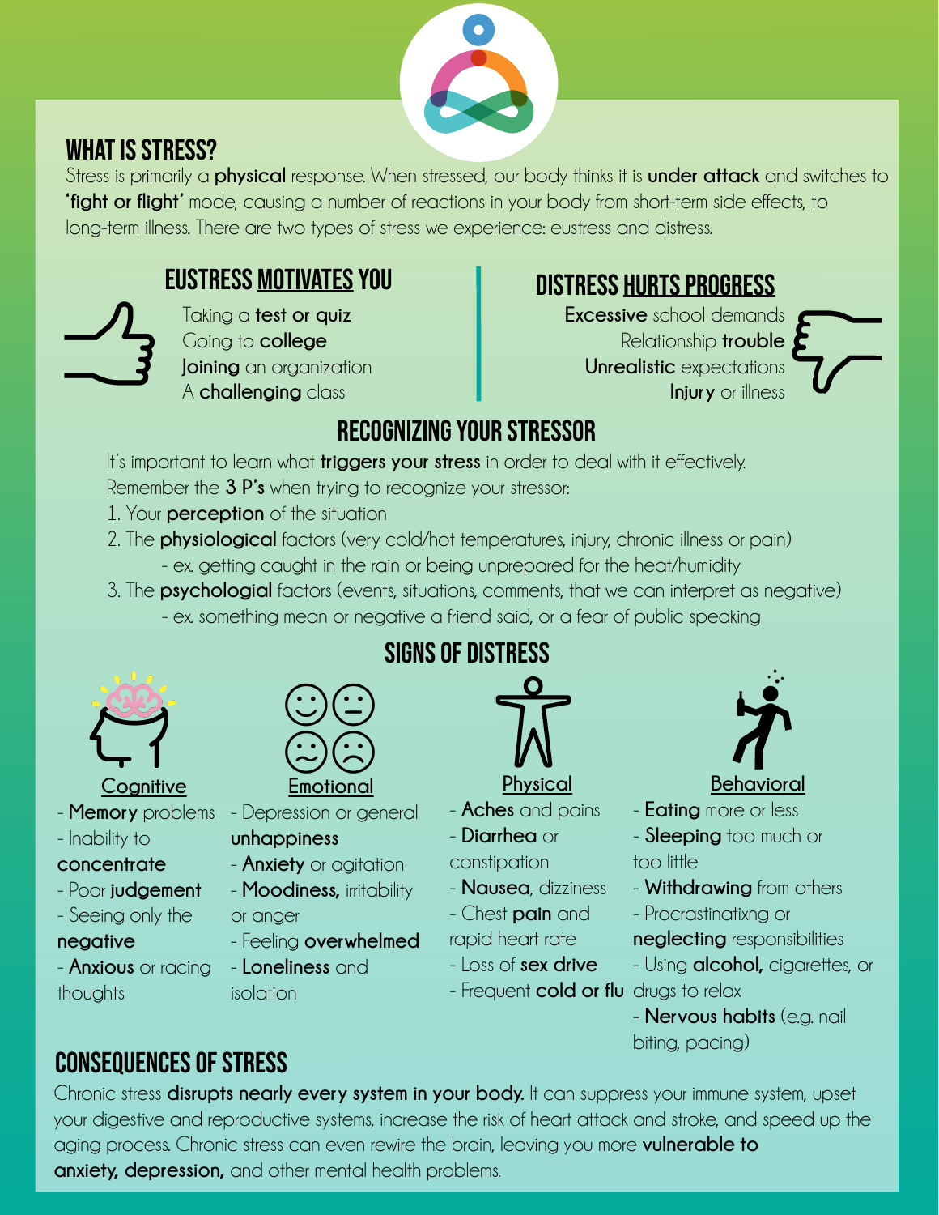## WHAT IS STRESS?

Stress is primarily a **physical** response. When stressed, our body thinks it is **under attack** and switches to **'fight or flight'** mode, causing a number of reactions in your body from short-term side effects, to long-term illness. There are two types of stress we experience: eustress and distress.

### EUSTRESS MOTIVATES YOU

Taking a **test or quiz**
Going to **college**
**Joining** an organization
A **challenging** class

### DISTRESS HURTS PROGRESS

**Excessive** school demands
Relationship **trouble**
**Unrealistic** expectations
**Injury** or illness

### RECOGNIZING YOUR STRESSOR

It's important to learn what **triggers your stress** in order to deal with it effectively.
Remember the **3 P's** when trying to recognize your stressor:

1. Your **perception** of the situation
2. The **physiological** factors (very cold/hot temperatures, injury, chronic illness or pain)
   - ex. getting caught in the rain or being unprepared for the heat/humidity
3. The **psychologial** factors (events, situations, comments, that we can interpret as negative)
   - ex. something mean or negative a friend said, or a fear of public speaking

### SIGNS OF DISTRESS

**Cognitive**

- **Memory** problems
- Inability to **concentrate**
- Poor **judgement**
- Seeing only the **negative**
- **Anxious** or racing thoughts

**Emotional**

- Depression or general **unhappiness**
- **Anxiety** or agitation
- **Moodiness,** irritability or anger
- Feeling **overwhelmed**
- **Loneliness** and isolation

**Physical**

- **Aches** and pains
- **Diarrhea** or constipation
- **Nausea**, dizziness
- Chest **pain** and rapid heart rate
- Loss of **sex drive**
- Frequent **cold or flu**

**Behavioral**

- **Eating** more or less
- **Sleeping** too much or too little
- **Withdrawing** from others
- Procrastinatixng or **neglecting** responsibilities
- Using **alcohol,** cigarettes, or drugs to relax
- **Nervous habits** (e.g. nail biting, pacing)

## CONSEQUENCES OF STRESS

Chronic stress **disrupts nearly every system in your body.** It can suppress your immune system, upset your digestive and reproductive systems, increase the risk of heart attack and stroke, and speed up the aging process. Chronic stress can even rewire the brain, leaving you more **vulnerable to anxiety, depression,** and other mental health problems.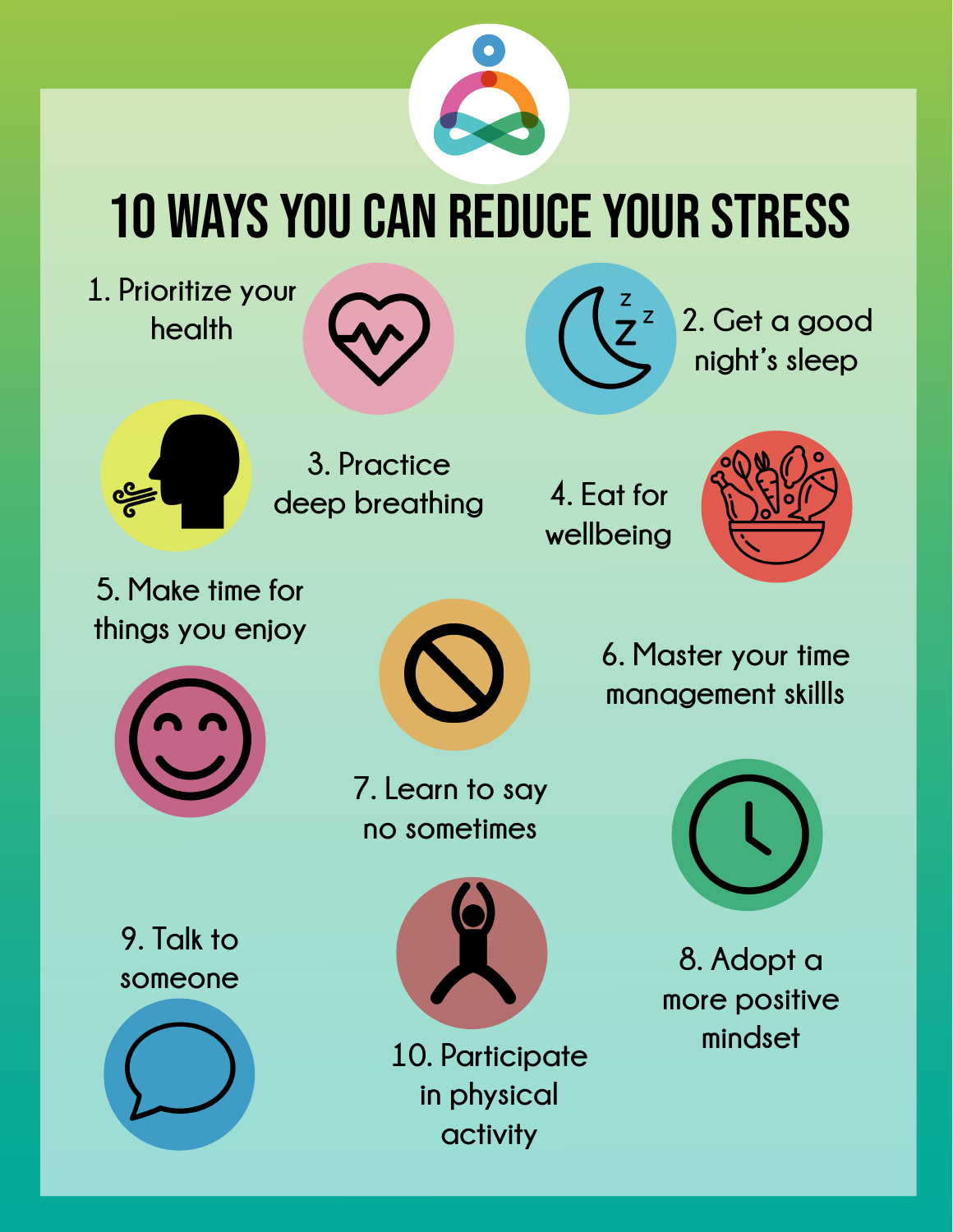# 10 WAYS YOU CAN REDUCE YOUR STRESS

1. Prioritize your health
2. Get a good night's sleep
3. Practice deep breathing
4. Eat for wellbeing
5. Make time for things you enjoy
6. Master your time management skillls
7. Learn to say no sometimes
8. Adopt a more positive mindset
9. Talk to someone
10. Participate in physical activity